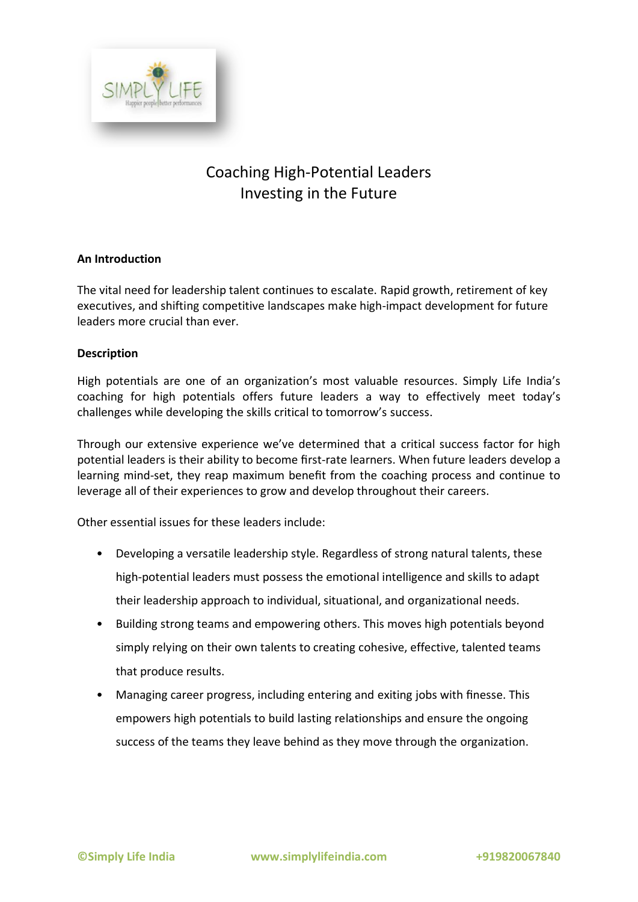# Coaching High-Potential Leaders
# Investing in the Future

**An Introduction**

The vital need for leadership talent continues to escalate. Rapid growth, retirement of key executives, and shifting competitive landscapes make high-impact development for future leaders more crucial than ever.

**Description**

High potentials are one of an organization's most valuable resources. Simply Life India's coaching for high potentials offers future leaders a way to effectively meet today's challenges while developing the skills critical to tomorrow's success.

Through our extensive experience we've determined that a critical success factor for high potential leaders is their ability to become first-rate learners. When future leaders develop a learning mind-set, they reap maximum benefit from the coaching process and continue to leverage all of their experiences to grow and develop throughout their careers.

Other essential issues for these leaders include:

- Developing a versatile leadership style. Regardless of strong natural talents, these high-potential leaders must possess the emotional intelligence and skills to adapt their leadership approach to individual, situational, and organizational needs.
- Building strong teams and empowering others. This moves high potentials beyond simply relying on their own talents to creating cohesive, effective, talented teams that produce results.
- Managing career progress, including entering and exiting jobs with finesse. This empowers high potentials to build lasting relationships and ensure the ongoing success of the teams they leave behind as they move through the organization.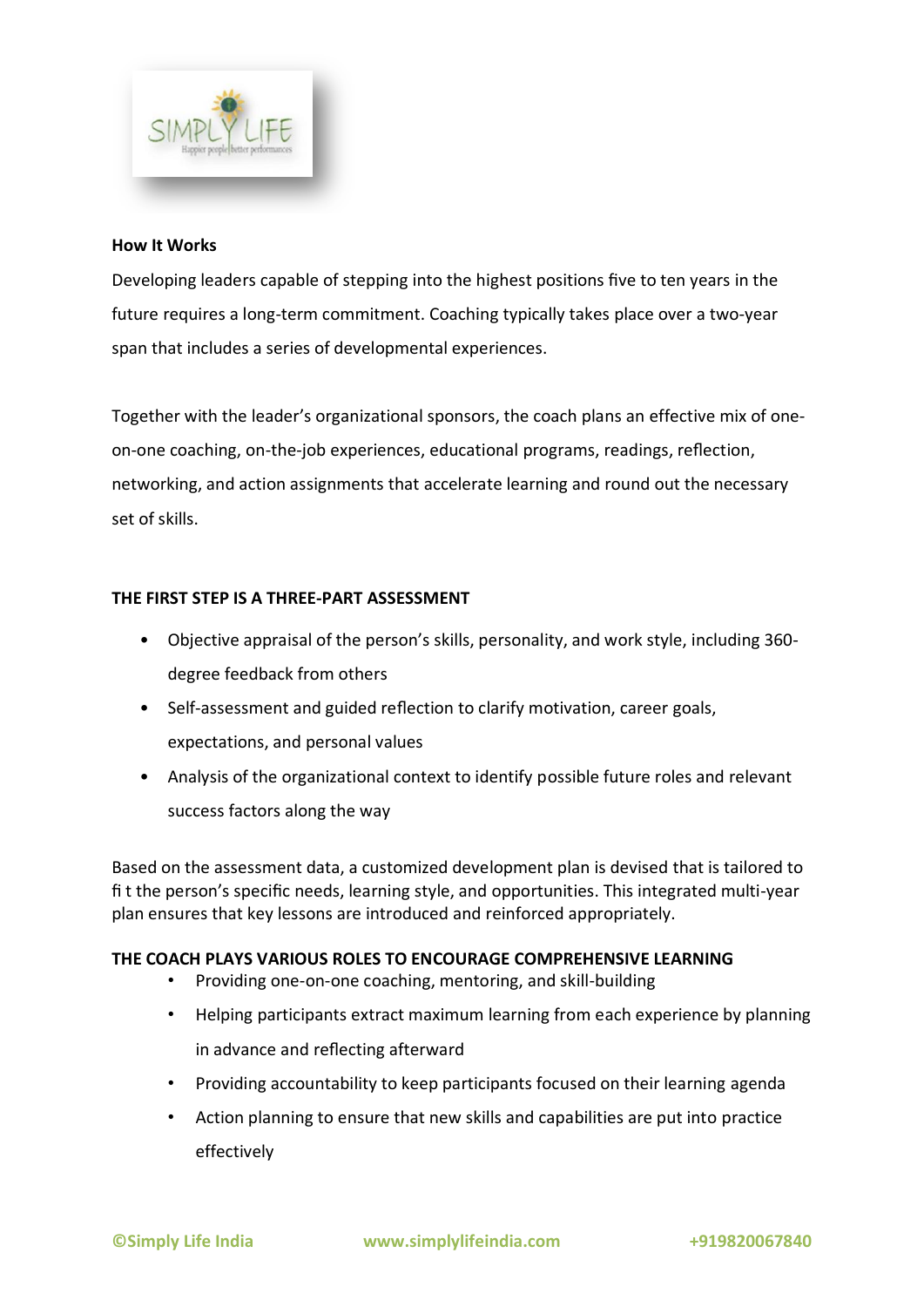## How It Works

Developing leaders capable of stepping into the highest positions five to ten years in the future requires a long-term commitment. Coaching typically takes place over a two-year span that includes a series of developmental experiences.

Together with the leader's organizational sponsors, the coach plans an effective mix of one-on-one coaching, on-the-job experiences, educational programs, readings, reflection, networking, and action assignments that accelerate learning and round out the necessary set of skills.

### THE FIRST STEP IS A THREE-PART ASSESSMENT

- Objective appraisal of the person's skills, personality, and work style, including 360-degree feedback from others
- Self-assessment and guided reflection to clarify motivation, career goals, expectations, and personal values
- Analysis of the organizational context to identify possible future roles and relevant success factors along the way

Based on the assessment data, a customized development plan is devised that is tailored to fi t the person's specific needs, learning style, and opportunities. This integrated multi-year plan ensures that key lessons are introduced and reinforced appropriately.

### THE COACH PLAYS VARIOUS ROLES TO ENCOURAGE COMPREHENSIVE LEARNING

- Providing one-on-one coaching, mentoring, and skill-building
- Helping participants extract maximum learning from each experience by planning in advance and reflecting afterward
- Providing accountability to keep participants focused on their learning agenda
- Action planning to ensure that new skills and capabilities are put into practice effectively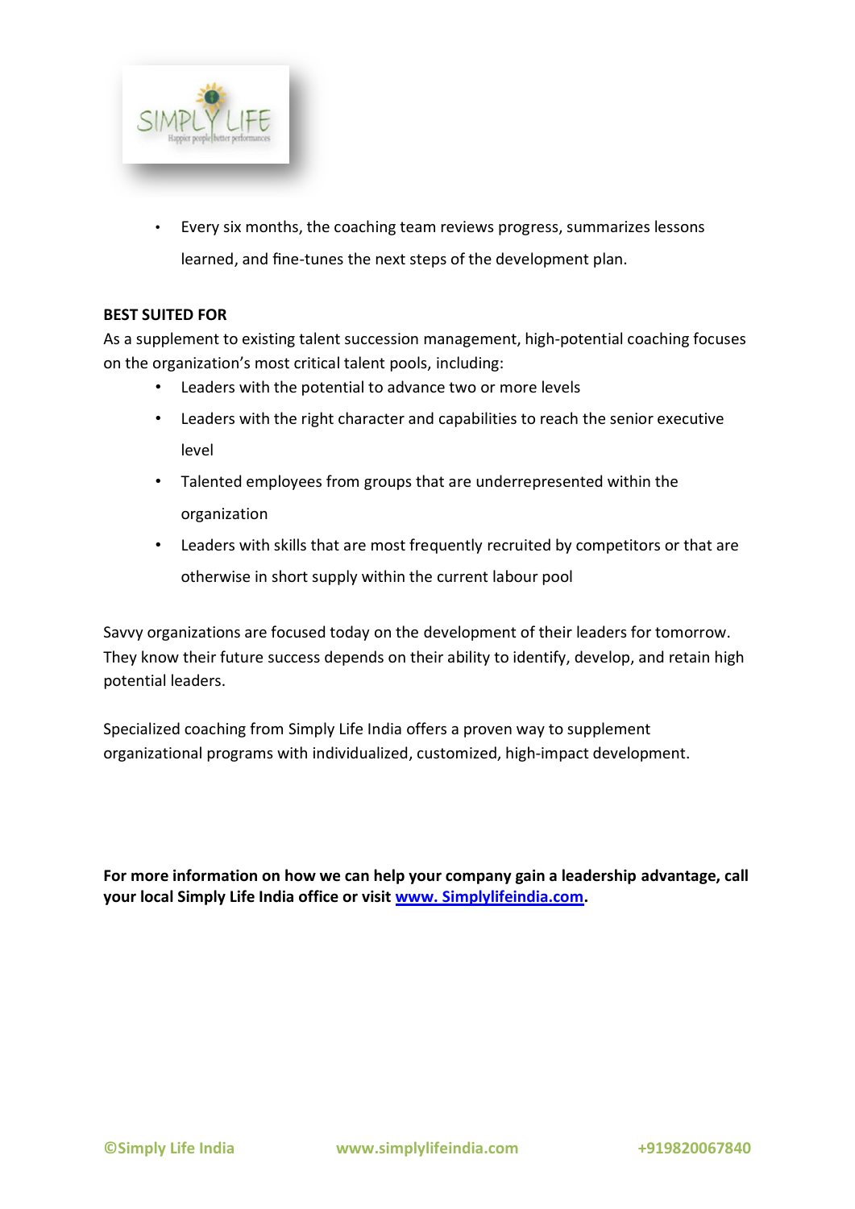- Every six months, the coaching team reviews progress, summarizes lessons learned, and fine-tunes the next steps of the development plan.

**BEST SUITED FOR**

As a supplement to existing talent succession management, high-potential coaching focuses on the organization's most critical talent pools, including:

- Leaders with the potential to advance two or more levels
- Leaders with the right character and capabilities to reach the senior executive level
- Talented employees from groups that are underrepresented within the organization
- Leaders with skills that are most frequently recruited by competitors or that are otherwise in short supply within the current labour pool

Savvy organizations are focused today on the development of their leaders for tomorrow. They know their future success depends on their ability to identify, develop, and retain high potential leaders.

Specialized coaching from Simply Life India offers a proven way to supplement organizational programs with individualized, customized, high-impact development.

**For more information on how we can help your company gain a leadership advantage, call your local Simply Life India office or visit [www. Simplylifeindia.com](http://www.simplylifeindia.com).**